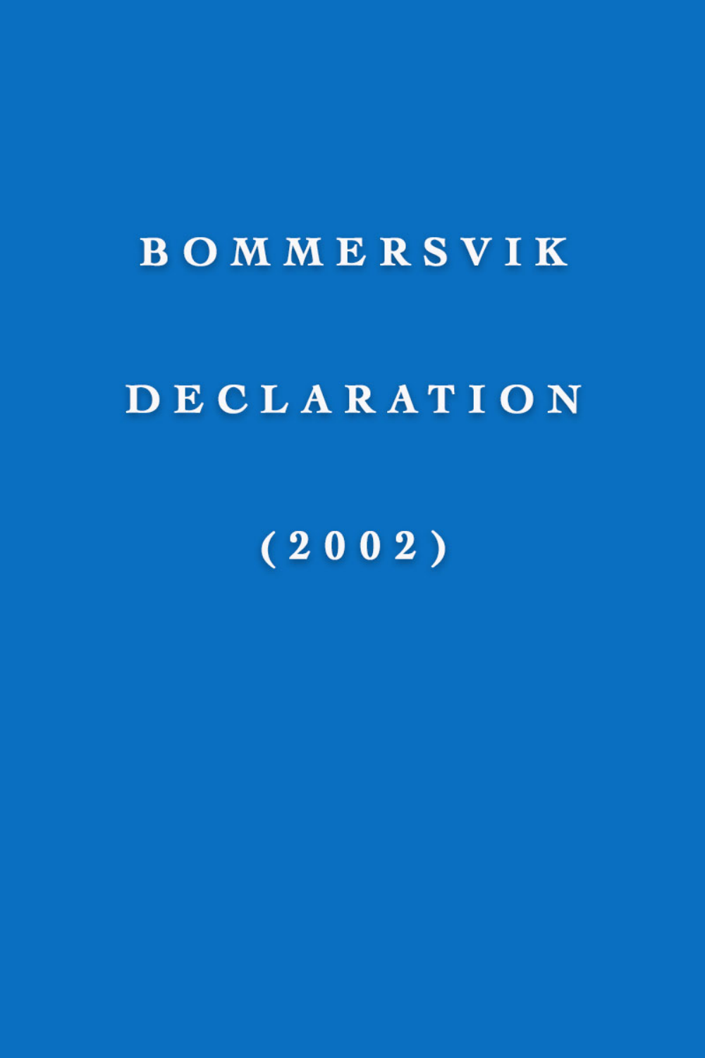# BOMMERSVIK

# DECLARATION

# (2002)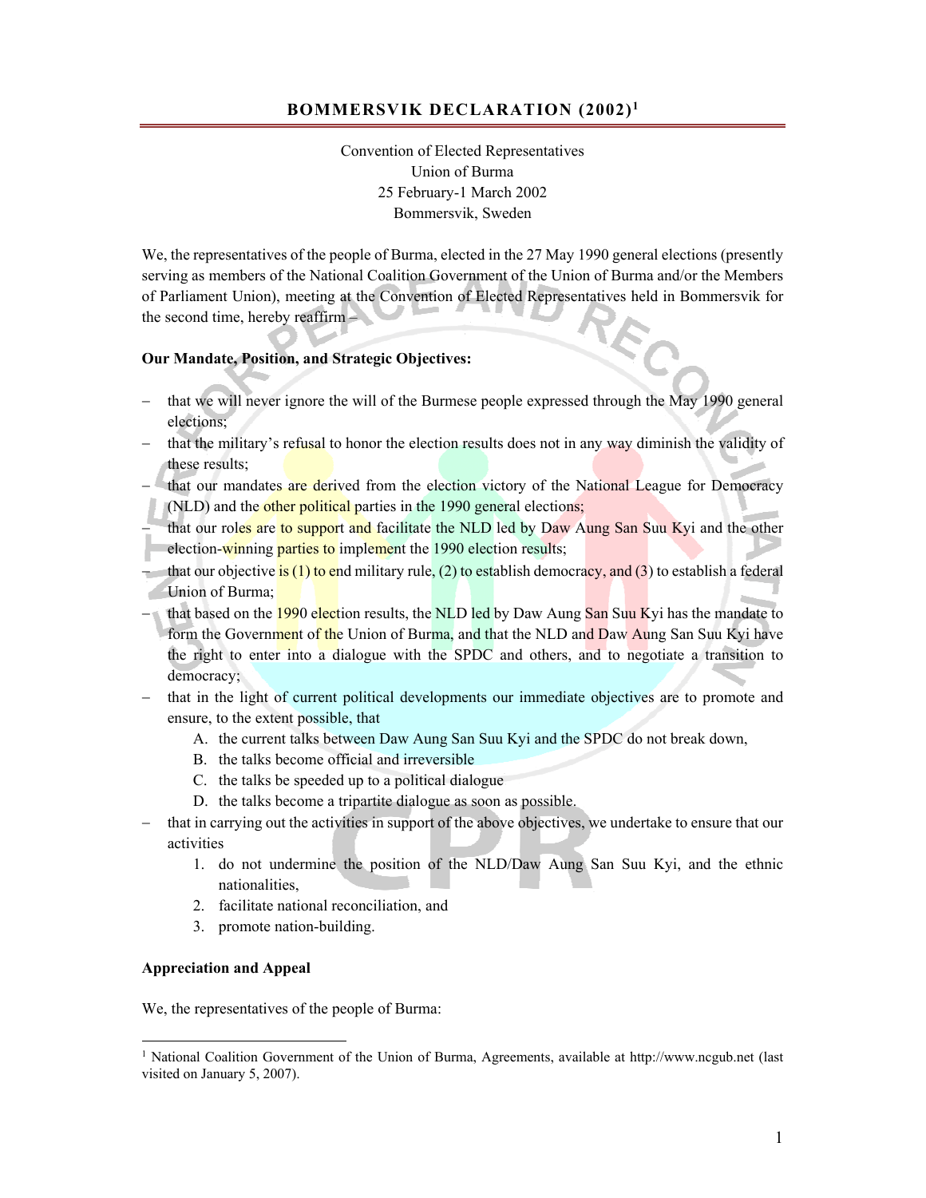# BOMMERSVIK DECLARATION (2002)[1]

Convention of Elected Representatives
Union of Burma
25 February-1 March 2002
Bommersvik, Sweden

We, the representatives of the people of Burma, elected in the 27 May 1990 general elections (presently serving as members of the National Coalition Government of the Union of Burma and/or the Members of Parliament Union), meeting at the Convention of Elected Representatives held in Bommersvik for the second time, hereby reaffirm –

**Our Mandate, Position, and Strategic Objectives:**

- that we will never ignore the will of the Burmese people expressed through the May 1990 general elections;
- that the military's refusal to honor the election results does not in any way diminish the validity of these results;
- that our mandates are derived from the election victory of the National League for Democracy (NLD) and the other political parties in the 1990 general elections;
- that our roles are to support and facilitate the NLD led by Daw Aung San Suu Kyi and the other election-winning parties to implement the 1990 election results;
- that our objective is (1) to end military rule, (2) to establish democracy, and (3) to establish a federal Union of Burma;
- that based on the 1990 election results, the NLD led by Daw Aung San Suu Kyi has the mandate to form the Government of the Union of Burma, and that the NLD and Daw Aung San Suu Kyi have the right to enter into a dialogue with the SPDC and others, and to negotiate a transition to democracy;
- that in the light of current political developments our immediate objectives are to promote and ensure, to the extent possible, that
  - A. the current talks between Daw Aung San Suu Kyi and the SPDC do not break down,
  - B. the talks become official and irreversible
  - C. the talks be speeded up to a political dialogue
  - D. the talks become a tripartite dialogue as soon as possible.
- that in carrying out the activities in support of the above objectives, we undertake to ensure that our activities
  1. do not undermine the position of the NLD/Daw Aung San Suu Kyi, and the ethnic nationalities,
  2. facilitate national reconciliation, and
  3. promote nation-building.

**Appreciation and Appeal**

We, the representatives of the people of Burma:

[1] National Coalition Government of the Union of Burma, Agreements, available at http://www.ncgub.net (last visited on January 5, 2007).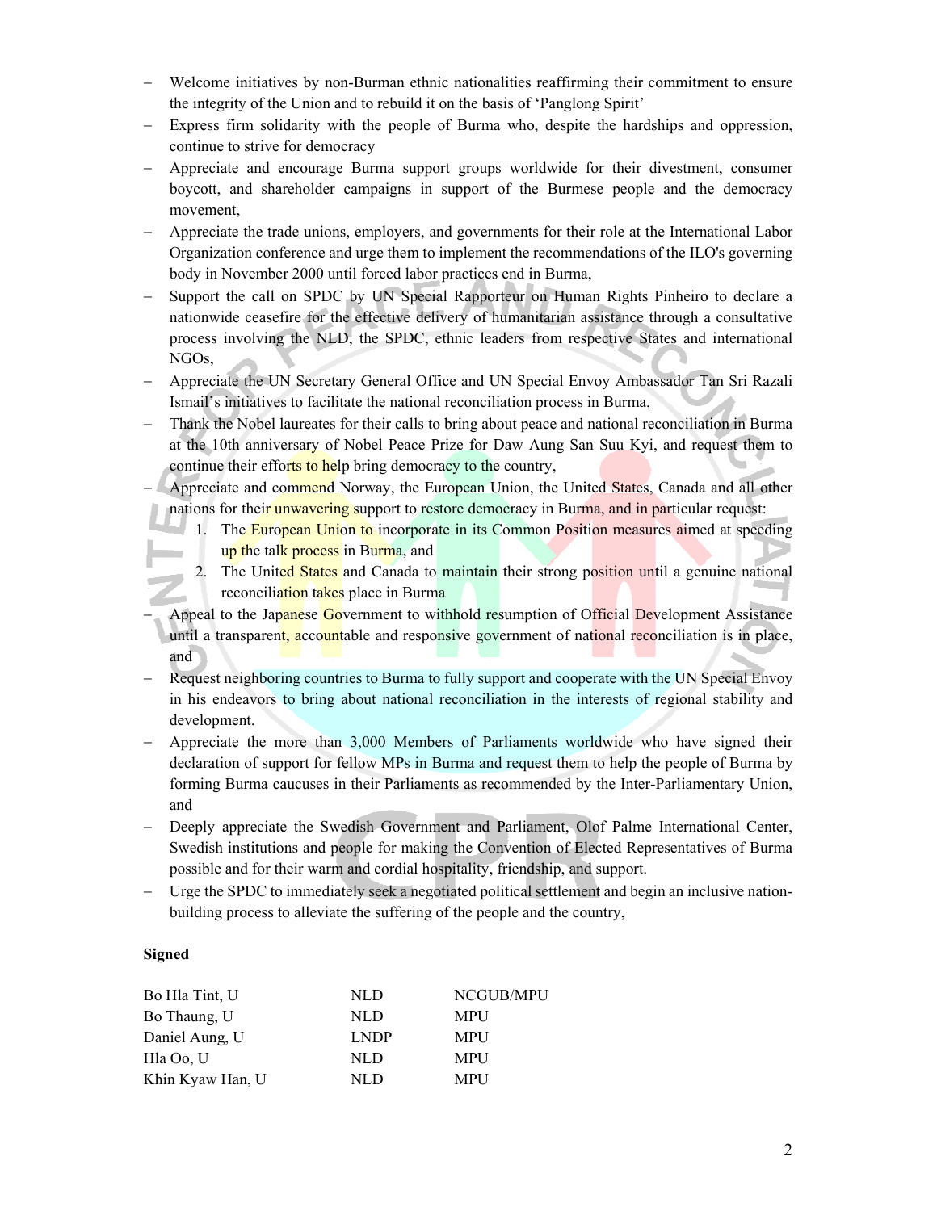- Welcome initiatives by non-Burman ethnic nationalities reaffirming their commitment to ensure the integrity of the Union and to rebuild it on the basis of 'Panglong Spirit'
- Express firm solidarity with the people of Burma who, despite the hardships and oppression, continue to strive for democracy
- Appreciate and encourage Burma support groups worldwide for their divestment, consumer boycott, and shareholder campaigns in support of the Burmese people and the democracy movement,
- Appreciate the trade unions, employers, and governments for their role at the International Labor Organization conference and urge them to implement the recommendations of the ILO's governing body in November 2000 until forced labor practices end in Burma,
- Support the call on SPDC by UN Special Rapporteur on Human Rights Pinheiro to declare a nationwide ceasefire for the effective delivery of humanitarian assistance through a consultative process involving the NLD, the SPDC, ethnic leaders from respective States and international NGOs,
- Appreciate the UN Secretary General Office and UN Special Envoy Ambassador Tan Sri Razali Ismail's initiatives to facilitate the national reconciliation process in Burma,
- Thank the Nobel laureates for their calls to bring about peace and national reconciliation in Burma at the 10th anniversary of Nobel Peace Prize for Daw Aung San Suu Kyi, and request them to continue their efforts to help bring democracy to the country,
- Appreciate and commend Norway, the European Union, the United States, Canada and all other nations for their unwavering support to restore democracy in Burma, and in particular request:
  1. The European Union to incorporate in its Common Position measures aimed at speeding up the talk process in Burma, and
  2. The United States and Canada to maintain their strong position until a genuine national reconciliation takes place in Burma
- Appeal to the Japanese Government to withhold resumption of Official Development Assistance until a transparent, accountable and responsive government of national reconciliation is in place, and
- Request neighboring countries to Burma to fully support and cooperate with the UN Special Envoy in his endeavors to bring about national reconciliation in the interests of regional stability and development.
- Appreciate the more than 3,000 Members of Parliaments worldwide who have signed their declaration of support for fellow MPs in Burma and request them to help the people of Burma by forming Burma caucuses in their Parliaments as recommended by the Inter-Parliamentary Union, and
- Deeply appreciate the Swedish Government and Parliament, Olof Palme International Center, Swedish institutions and people for making the Convention of Elected Representatives of Burma possible and for their warm and cordial hospitality, friendship, and support.
- Urge the SPDC to immediately seek a negotiated political settlement and begin an inclusive nation-building process to alleviate the suffering of the people and the country,

**Signed**

| | | |
|---|---|---|
| Bo Hla Tint, U | NLD | NCGUB/MPU |
| Bo Thaung, U | NLD | MPU |
| Daniel Aung, U | LNDP | MPU |
| Hla Oo, U | NLD | MPU |
| Khin Kyaw Han, U | NLD | MPU |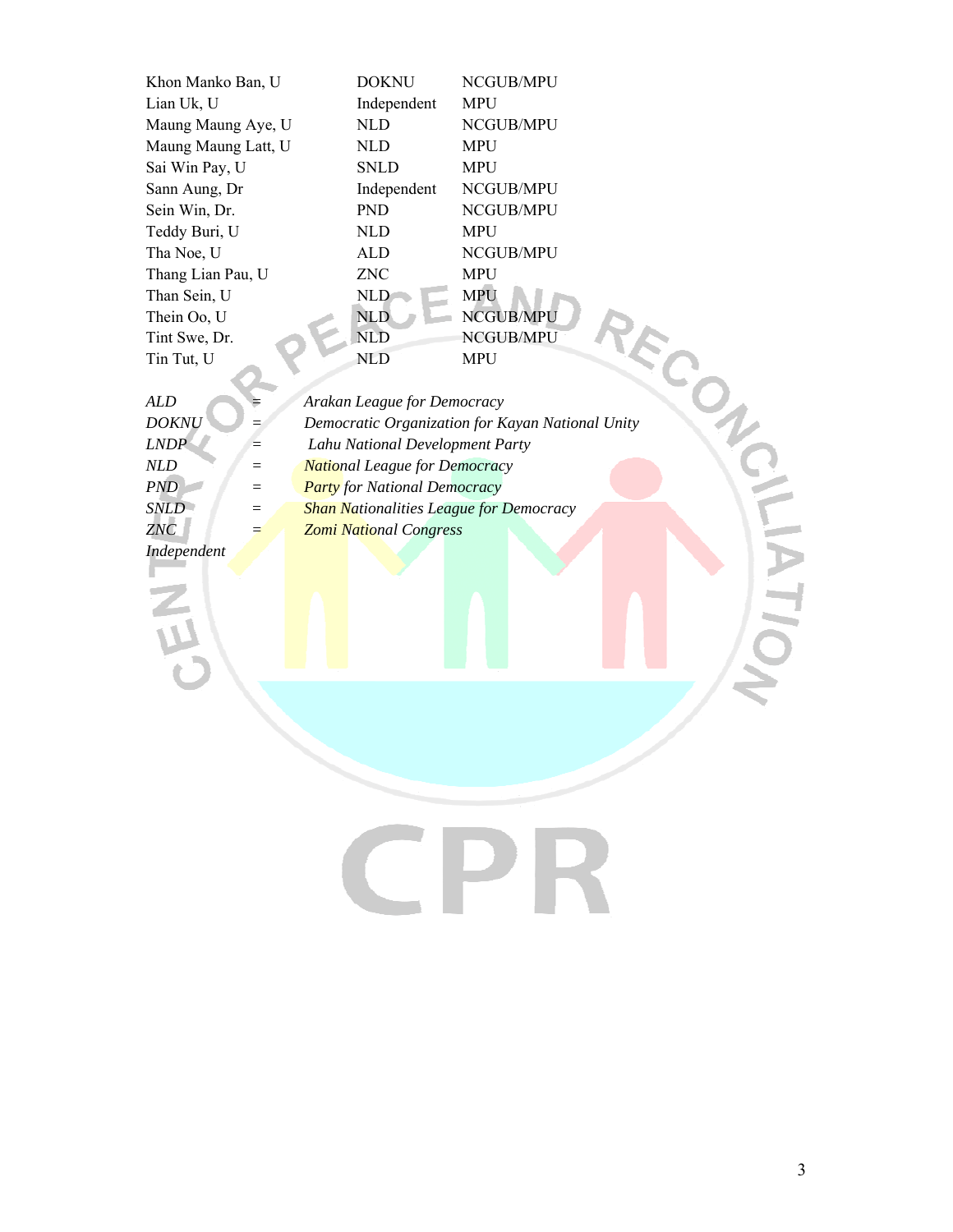| | | |
|---|---|---|
| Khon Manko Ban, U | DOKNU | NCGUB/MPU |
| Lian Uk, U | Independent | MPU |
| Maung Maung Aye, U | NLD | NCGUB/MPU |
| Maung Maung Latt, U | NLD | MPU |
| Sai Win Pay, U | SNLD | MPU |
| Sann Aung, Dr | Independent | NCGUB/MPU |
| Sein Win, Dr. | PND | NCGUB/MPU |
| Teddy Buri, U | NLD | MPU |
| Tha Noe, U | ALD | NCGUB/MPU |
| Thang Lian Pau, U | ZNC | MPU |
| Than Sein, U | NLD | MPU |
| Thein Oo, U | NLD | NCGUB/MPU |
| Tint Swe, Dr. | NLD | NCGUB/MPU |
| Tin Tut, U | NLD | MPU |

*ALD* = *Arakan League for Democracy*
*DOKNU* = *Democratic Organization for Kayan National Unity*
*LNDP* = *Lahu National Development Party*
*NLD* = *National League for Democracy*
*PND* = *Party for National Democracy*
*SNLD* = *Shan Nationalities League for Democracy*
*ZNC* = *Zomi National Congress*
*Independent*